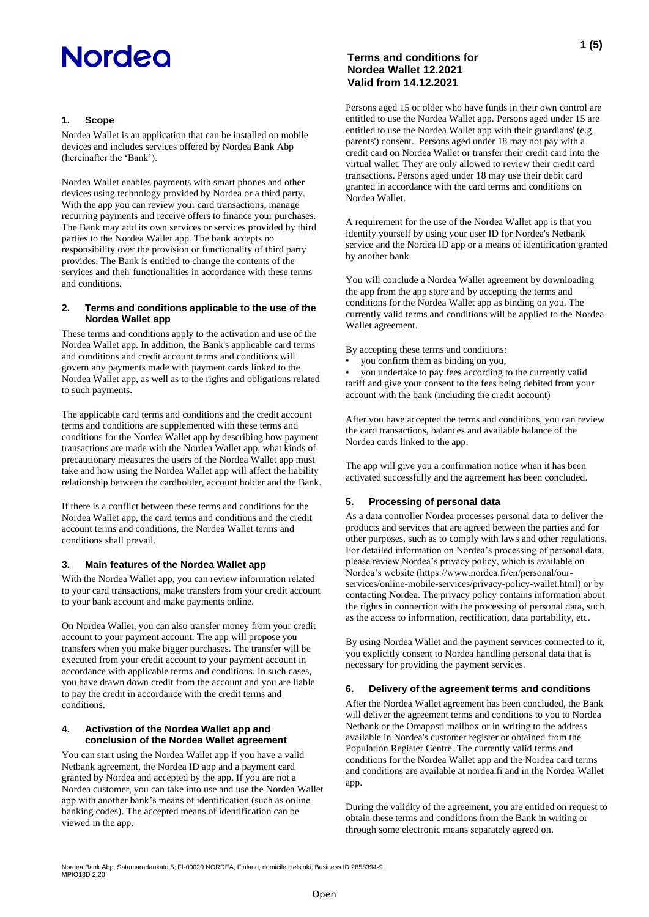Nordea

# Terms and conditions for Nordea Wallet 12.2021
**Valid from 14.12.2021**

## 1. Scope

Nordea Wallet is an application that can be installed on mobile devices and includes services offered by Nordea Bank Abp (hereinafter the 'Bank').

Nordea Wallet enables payments with smart phones and other devices using technology provided by Nordea or a third party. With the app you can review your card transactions, manage recurring payments and receive offers to finance your purchases. The Bank may add its own services or services provided by third parties to the Nordea Wallet app. The bank accepts no responsibility over the provision or functionality of third party provides. The Bank is entitled to change the contents of the services and their functionalities in accordance with these terms and conditions.

## 2. Terms and conditions applicable to the use of the Nordea Wallet app

These terms and conditions apply to the activation and use of the Nordea Wallet app. In addition, the Bank's applicable card terms and conditions and credit account terms and conditions will govern any payments made with payment cards linked to the Nordea Wallet app, as well as to the rights and obligations related to such payments.

The applicable card terms and conditions and the credit account terms and conditions are supplemented with these terms and conditions for the Nordea Wallet app by describing how payment transactions are made with the Nordea Wallet app, what kinds of precautionary measures the users of the Nordea Wallet app must take and how using the Nordea Wallet app will affect the liability relationship between the cardholder, account holder and the Bank.

If there is a conflict between these terms and conditions for the Nordea Wallet app, the card terms and conditions and the credit account terms and conditions, the Nordea Wallet terms and conditions shall prevail.

## 3. Main features of the Nordea Wallet app

With the Nordea Wallet app, you can review information related to your card transactions, make transfers from your credit account to your bank account and make payments online.

On Nordea Wallet, you can also transfer money from your credit account to your payment account. The app will propose you transfers when you make bigger purchases. The transfer will be executed from your credit account to your payment account in accordance with applicable terms and conditions. In such cases, you have drawn down credit from the account and you are liable to pay the credit in accordance with the credit terms and conditions.

## 4. Activation of the Nordea Wallet app and conclusion of the Nordea Wallet agreement

You can start using the Nordea Wallet app if you have a valid Netbank agreement, the Nordea ID app and a payment card granted by Nordea and accepted by the app. If you are not a Nordea customer, you can take into use and use the Nordea Wallet app with another bank's means of identification (such as online banking codes). The accepted means of identification can be viewed in the app.

Persons aged 15 or older who have funds in their own control are entitled to use the Nordea Wallet app. Persons aged under 15 are entitled to use the Nordea Wallet app with their guardians' (e.g. parents') consent. Persons aged under 18 may not pay with a credit card on Nordea Wallet or transfer their credit card into the virtual wallet. They are only allowed to review their credit card transactions. Persons aged under 18 may use their debit card granted in accordance with the card terms and conditions on Nordea Wallet.

A requirement for the use of the Nordea Wallet app is that you identify yourself by using your user ID for Nordea's Netbank service and the Nordea ID app or a means of identification granted by another bank.

You will conclude a Nordea Wallet agreement by downloading the app from the app store and by accepting the terms and conditions for the Nordea Wallet app as binding on you. The currently valid terms and conditions will be applied to the Nordea Wallet agreement.

By accepting these terms and conditions:

- you confirm them as binding on you,
- you undertake to pay fees according to the currently valid tariff and give your consent to the fees being debited from your account with the bank (including the credit account)

After you have accepted the terms and conditions, you can review the card transactions, balances and available balance of the Nordea cards linked to the app.

The app will give you a confirmation notice when it has been activated successfully and the agreement has been concluded.

## 5. Processing of personal data

As a data controller Nordea processes personal data to deliver the products and services that are agreed between the parties and for other purposes, such as to comply with laws and other regulations. For detailed information on Nordea's processing of personal data, please review Nordea's privacy policy, which is available on Nordea's website (https://www.nordea.fi/en/personal/our-services/online-mobile-services/privacy-policy-wallet.html) or by contacting Nordea. The privacy policy contains information about the rights in connection with the processing of personal data, such as the access to information, rectification, data portability, etc.

By using Nordea Wallet and the payment services connected to it, you explicitly consent to Nordea handling personal data that is necessary for providing the payment services.

## 6. Delivery of the agreement terms and conditions

After the Nordea Wallet agreement has been concluded, the Bank will deliver the agreement terms and conditions to you to Nordea Netbank or the Omaposti mailbox or in writing to the address available in Nordea's customer register or obtained from the Population Register Centre. The currently valid terms and conditions for the Nordea Wallet app and the Nordea card terms and conditions are available at nordea.fi and in the Nordea Wallet app.

During the validity of the agreement, you are entitled on request to obtain these terms and conditions from the Bank in writing or through some electronic means separately agreed on.

Nordea Bank Abp, Satamaradankatu 5, FI-00020 NORDEA, Finland, domicile Helsinki, Business ID 2858394-9
MPIO13D 2.20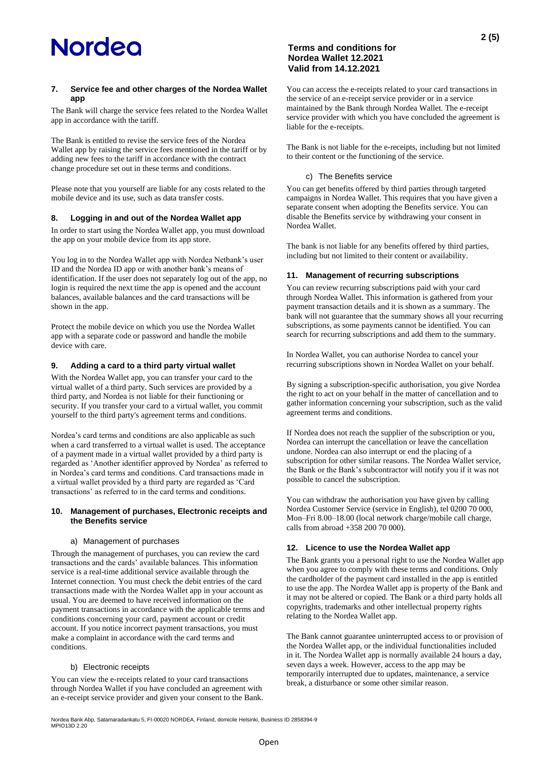## 7. Service fee and other charges of the Nordea Wallet app

The Bank will charge the service fees related to the Nordea Wallet app in accordance with the tariff.

The Bank is entitled to revise the service fees of the Nordea Wallet app by raising the service fees mentioned in the tariff or by adding new fees to the tariff in accordance with the contract change procedure set out in these terms and conditions.

Please note that you yourself are liable for any costs related to the mobile device and its use, such as data transfer costs.

## 8. Logging in and out of the Nordea Wallet app

In order to start using the Nordea Wallet app, you must download the app on your mobile device from its app store.

You log in to the Nordea Wallet app with Nordea Netbank's user ID and the Nordea ID app or with another bank's means of identification. If the user does not separately log out of the app, no login is required the next time the app is opened and the account balances, available balances and the card transactions will be shown in the app.

Protect the mobile device on which you use the Nordea Wallet app with a separate code or password and handle the mobile device with care.

## 9. Adding a card to a third party virtual wallet

With the Nordea Wallet app, you can transfer your card to the virtual wallet of a third party. Such services are provided by a third party, and Nordea is not liable for their functioning or security. If you transfer your card to a virtual wallet, you commit yourself to the third party's agreement terms and conditions.

Nordea's card terms and conditions are also applicable as such when a card transferred to a virtual wallet is used. The acceptance of a payment made in a virtual wallet provided by a third party is regarded as 'Another identifier approved by Nordea' as referred to in Nordea's card terms and conditions. Card transactions made in a virtual wallet provided by a third party are regarded as 'Card transactions' as referred to in the card terms and conditions.

## 10. Management of purchases, Electronic receipts and the Benefits service

### a) Management of purchases

Through the management of purchases, you can review the card transactions and the cards' available balances. This information service is a real-time additional service available through the Internet connection. You must check the debit entries of the card transactions made with the Nordea Wallet app in your account as usual. You are deemed to have received information on the payment transactions in accordance with the applicable terms and conditions concerning your card, payment account or credit account. If you notice incorrect payment transactions, you must make a complaint in accordance with the card terms and conditions.

### b) Electronic receipts

You can view the e-receipts related to your card transactions through Nordea Wallet if you have concluded an agreement with an e-receipt service provider and given your consent to the Bank.

You can access the e-receipts related to your card transactions in the service of an e-receipt service provider or in a service maintained by the Bank through Nordea Wallet. The e-receipt service provider with which you have concluded the agreement is liable for the e-receipts.

The Bank is not liable for the e-receipts, including but not limited to their content or the functioning of the service.

### c) The Benefits service

You can get benefits offered by third parties through targeted campaigns in Nordea Wallet. This requires that you have given a separate consent when adopting the Benefits service. You can disable the Benefits service by withdrawing your consent in Nordea Wallet.

The bank is not liable for any benefits offered by third parties, including but not limited to their content or availability.

## 11. Management of recurring subscriptions

You can review recurring subscriptions paid with your card through Nordea Wallet. This information is gathered from your payment transaction details and it is shown as a summary. The bank will not guarantee that the summary shows all your recurring subscriptions, as some payments cannot be identified. You can search for recurring subscriptions and add them to the summary.

In Nordea Wallet, you can authorise Nordea to cancel your recurring subscriptions shown in Nordea Wallet on your behalf.

By signing a subscription-specific authorisation, you give Nordea the right to act on your behalf in the matter of cancellation and to gather information concerning your subscription, such as the valid agreement terms and conditions.

If Nordea does not reach the supplier of the subscription or you, Nordea can interrupt the cancellation or leave the cancellation undone. Nordea can also interrupt or end the placing of a subscription for other similar reasons. The Nordea Wallet service, the Bank or the Bank's subcontractor will notify you if it was not possible to cancel the subscription.

You can withdraw the authorisation you have given by calling Nordea Customer Service (service in English), tel 0200 70 000, Mon–Fri 8.00–18.00 (local network charge/mobile call charge, calls from abroad +358 200 70 000).

## 12. Licence to use the Nordea Wallet app

The Bank grants you a personal right to use the Nordea Wallet app when you agree to comply with these terms and conditions. Only the cardholder of the payment card installed in the app is entitled to use the app. The Nordea Wallet app is property of the Bank and it may not be altered or copied. The Bank or a third party holds all copyrights, trademarks and other intellectual property rights relating to the Nordea Wallet app.

The Bank cannot guarantee uninterrupted access to or provision of the Nordea Wallet app, or the individual functionalities included in it. The Nordea Wallet app is normally available 24 hours a day, seven days a week. However, access to the app may be temporarily interrupted due to updates, maintenance, a service break, a disturbance or some other similar reason.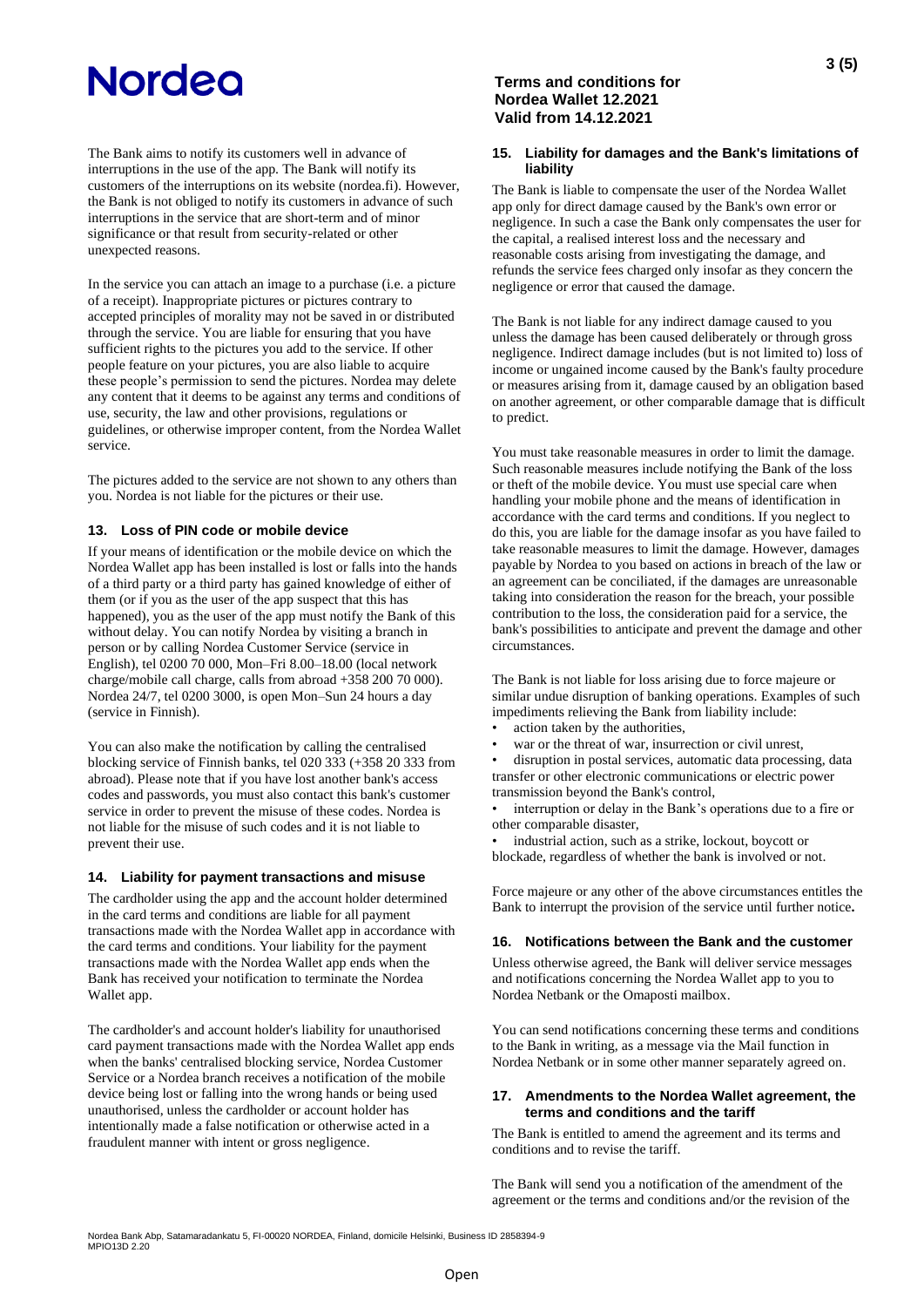The Bank aims to notify its customers well in advance of interruptions in the use of the app. The Bank will notify its customers of the interruptions on its website (nordea.fi). However, the Bank is not obliged to notify its customers in advance of such interruptions in the service that are short-term and of minor significance or that result from security-related or other unexpected reasons.

In the service you can attach an image to a purchase (i.e. a picture of a receipt). Inappropriate pictures or pictures contrary to accepted principles of morality may not be saved in or distributed through the service. You are liable for ensuring that you have sufficient rights to the pictures you add to the service. If other people feature on your pictures, you are also liable to acquire these people's permission to send the pictures. Nordea may delete any content that it deems to be against any terms and conditions of use, security, the law and other provisions, regulations or guidelines, or otherwise improper content, from the Nordea Wallet service.

The pictures added to the service are not shown to any others than you. Nordea is not liable for the pictures or their use.

### 13. Loss of PIN code or mobile device

If your means of identification or the mobile device on which the Nordea Wallet app has been installed is lost or falls into the hands of a third party or a third party has gained knowledge of either of them (or if you as the user of the app suspect that this has happened), you as the user of the app must notify the Bank of this without delay. You can notify Nordea by visiting a branch in person or by calling Nordea Customer Service (service in English), tel 0200 70 000, Mon–Fri 8.00–18.00 (local network charge/mobile call charge, calls from abroad +358 200 70 000). Nordea 24/7, tel 0200 3000, is open Mon–Sun 24 hours a day (service in Finnish).

You can also make the notification by calling the centralised blocking service of Finnish banks, tel 020 333 (+358 20 333 from abroad). Please note that if you have lost another bank's access codes and passwords, you must also contact this bank's customer service in order to prevent the misuse of these codes. Nordea is not liable for the misuse of such codes and it is not liable to prevent their use.

### 14. Liability for payment transactions and misuse

The cardholder using the app and the account holder determined in the card terms and conditions are liable for all payment transactions made with the Nordea Wallet app in accordance with the card terms and conditions. Your liability for the payment transactions made with the Nordea Wallet app ends when the Bank has received your notification to terminate the Nordea Wallet app.

The cardholder's and account holder's liability for unauthorised card payment transactions made with the Nordea Wallet app ends when the banks' centralised blocking service, Nordea Customer Service or a Nordea branch receives a notification of the mobile device being lost or falling into the wrong hands or being used unauthorised, unless the cardholder or account holder has intentionally made a false notification or otherwise acted in a fraudulent manner with intent or gross negligence.

### 15. Liability for damages and the Bank's limitations of liability

The Bank is liable to compensate the user of the Nordea Wallet app only for direct damage caused by the Bank's own error or negligence. In such a case the Bank only compensates the user for the capital, a realised interest loss and the necessary and reasonable costs arising from investigating the damage, and refunds the service fees charged only insofar as they concern the negligence or error that caused the damage.

The Bank is not liable for any indirect damage caused to you unless the damage has been caused deliberately or through gross negligence. Indirect damage includes (but is not limited to) loss of income or ungained income caused by the Bank's faulty procedure or measures arising from it, damage caused by an obligation based on another agreement, or other comparable damage that is difficult to predict.

You must take reasonable measures in order to limit the damage. Such reasonable measures include notifying the Bank of the loss or theft of the mobile device. You must use special care when handling your mobile phone and the means of identification in accordance with the card terms and conditions. If you neglect to do this, you are liable for the damage insofar as you have failed to take reasonable measures to limit the damage. However, damages payable by Nordea to you based on actions in breach of the law or an agreement can be conciliated, if the damages are unreasonable taking into consideration the reason for the breach, your possible contribution to the loss, the consideration paid for a service, the bank's possibilities to anticipate and prevent the damage and other circumstances.

The Bank is not liable for loss arising due to force majeure or similar undue disruption of banking operations. Examples of such impediments relieving the Bank from liability include:

- action taken by the authorities,
- war or the threat of war, insurrection or civil unrest,
- disruption in postal services, automatic data processing, data transfer or other electronic communications or electric power transmission beyond the Bank's control,
- interruption or delay in the Bank's operations due to a fire or other comparable disaster,
- industrial action, such as a strike, lockout, boycott or blockade, regardless of whether the bank is involved or not.

Force majeure or any other of the above circumstances entitles the Bank to interrupt the provision of the service until further notice**.**

### 16. Notifications between the Bank and the customer

Unless otherwise agreed, the Bank will deliver service messages and notifications concerning the Nordea Wallet app to you to Nordea Netbank or the Omaposti mailbox.

You can send notifications concerning these terms and conditions to the Bank in writing, as a message via the Mail function in Nordea Netbank or in some other manner separately agreed on.

### 17. Amendments to the Nordea Wallet agreement, the terms and conditions and the tariff

The Bank is entitled to amend the agreement and its terms and conditions and to revise the tariff.

The Bank will send you a notification of the amendment of the agreement or the terms and conditions and/or the revision of the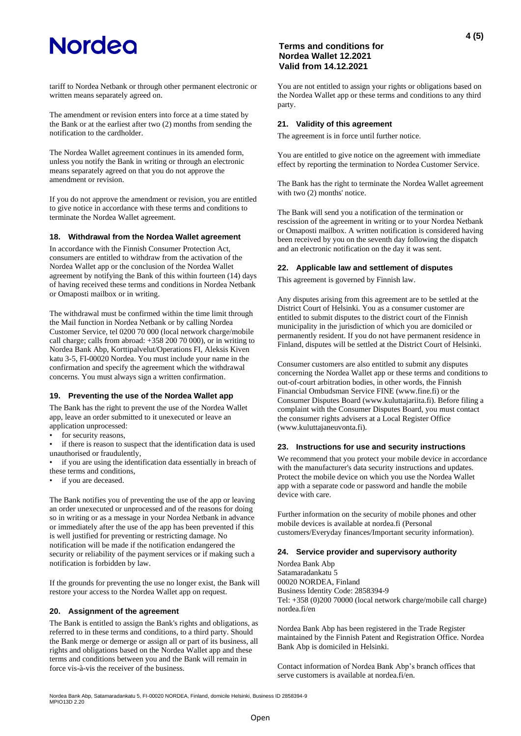tariff to Nordea Netbank or through other permanent electronic or written means separately agreed on.

The amendment or revision enters into force at a time stated by the Bank or at the earliest after two (2) months from sending the notification to the cardholder.

The Nordea Wallet agreement continues in its amended form, unless you notify the Bank in writing or through an electronic means separately agreed on that you do not approve the amendment or revision.

If you do not approve the amendment or revision, you are entitled to give notice in accordance with these terms and conditions to terminate the Nordea Wallet agreement.

### 18. Withdrawal from the Nordea Wallet agreement

In accordance with the Finnish Consumer Protection Act, consumers are entitled to withdraw from the activation of the Nordea Wallet app or the conclusion of the Nordea Wallet agreement by notifying the Bank of this within fourteen (14) days of having received these terms and conditions in Nordea Netbank or Omaposti mailbox or in writing.

The withdrawal must be confirmed within the time limit through the Mail function in Nordea Netbank or by calling Nordea Customer Service, tel 0200 70 000 (local network charge/mobile call charge; calls from abroad: +358 200 70 000), or in writing to Nordea Bank Abp, Korttipalvelut/Operations FI, Aleksis Kiven katu 3-5, FI-00020 Nordea. You must include your name in the confirmation and specify the agreement which the withdrawal concerns. You must always sign a written confirmation.

### 19. Preventing the use of the Nordea Wallet app

The Bank has the right to prevent the use of the Nordea Wallet app, leave an order submitted to it unexecuted or leave an application unprocessed:

- for security reasons,
- if there is reason to suspect that the identification data is used unauthorised or fraudulently,
- if you are using the identification data essentially in breach of these terms and conditions,
- if you are deceased.

The Bank notifies you of preventing the use of the app or leaving an order unexecuted or unprocessed and of the reasons for doing so in writing or as a message in your Nordea Netbank in advance or immediately after the use of the app has been prevented if this is well justified for preventing or restricting damage. No notification will be made if the notification endangered the security or reliability of the payment services or if making such a notification is forbidden by law.

If the grounds for preventing the use no longer exist, the Bank will restore your access to the Nordea Wallet app on request.

### 20. Assignment of the agreement

The Bank is entitled to assign the Bank's rights and obligations, as referred to in these terms and conditions, to a third party. Should the Bank merge or demerge or assign all or part of its business, all rights and obligations based on the Nordea Wallet app and these terms and conditions between you and the Bank will remain in force vis-à-vis the receiver of the business.

You are not entitled to assign your rights or obligations based on the Nordea Wallet app or these terms and conditions to any third party.

### 21. Validity of this agreement

The agreement is in force until further notice.

You are entitled to give notice on the agreement with immediate effect by reporting the termination to Nordea Customer Service.

The Bank has the right to terminate the Nordea Wallet agreement with two (2) months' notice.

The Bank will send you a notification of the termination or rescission of the agreement in writing or to your Nordea Netbank or Omaposti mailbox. A written notification is considered having been received by you on the seventh day following the dispatch and an electronic notification on the day it was sent.

### 22. Applicable law and settlement of disputes

This agreement is governed by Finnish law.

Any disputes arising from this agreement are to be settled at the District Court of Helsinki. You as a consumer customer are entitled to submit disputes to the district court of the Finnish municipality in the jurisdiction of which you are domiciled or permanently resident. If you do not have permanent residence in Finland, disputes will be settled at the District Court of Helsinki.

Consumer customers are also entitled to submit any disputes concerning the Nordea Wallet app or these terms and conditions to out-of-court arbitration bodies, in other words, the Finnish Financial Ombudsman Service FINE (www.fine.fi) or the Consumer Disputes Board (www.kuluttajariita.fi). Before filing a complaint with the Consumer Disputes Board, you must contact the consumer rights advisers at a Local Register Office (www.kuluttajaneuvonta.fi).

### 23. Instructions for use and security instructions

We recommend that you protect your mobile device in accordance with the manufacturer's data security instructions and updates. Protect the mobile device on which you use the Nordea Wallet app with a separate code or password and handle the mobile device with care.

Further information on the security of mobile phones and other mobile devices is available at nordea.fi (Personal customers/Everyday finances/Important security information).

### 24. Service provider and supervisory authority

Nordea Bank Abp
Satamaradankatu 5
00020 NORDEA, Finland
Business Identity Code: 2858394-9
Tel: +358 (0)200 70000 (local network charge/mobile call charge)
nordea.fi/en

Nordea Bank Abp has been registered in the Trade Register maintained by the Finnish Patent and Registration Office. Nordea Bank Abp is domiciled in Helsinki.

Contact information of Nordea Bank Abp's branch offices that serve customers is available at nordea.fi/en.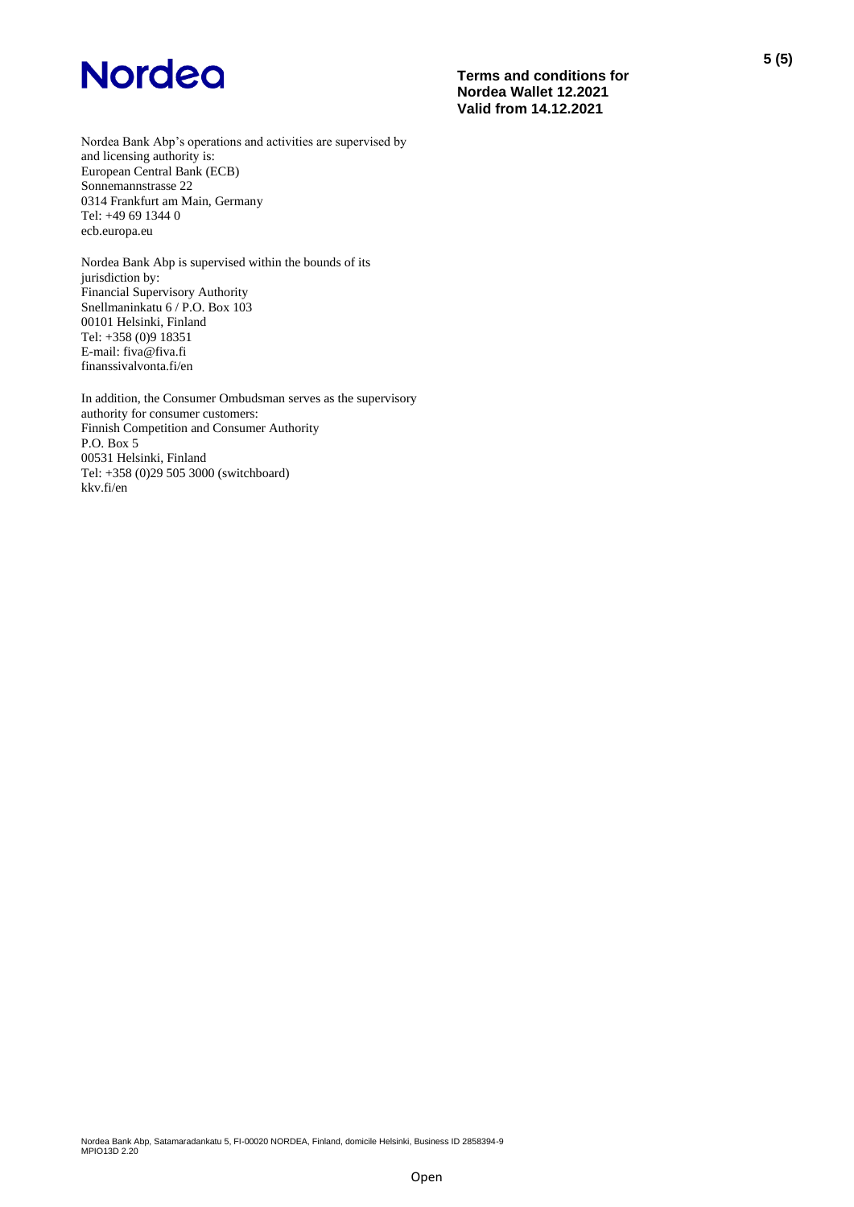Nordea Bank Abp's operations and activities are supervised by and licensing authority is:
European Central Bank (ECB)
Sonnemannstrasse 22
0314 Frankfurt am Main, Germany
Tel: +49 69 1344 0
ecb.europa.eu

Nordea Bank Abp is supervised within the bounds of its jurisdiction by:
Financial Supervisory Authority
Snellmaninkatu 6 / P.O. Box 103
00101 Helsinki, Finland
Tel: +358 (0)9 18351
E-mail: fiva@fiva.fi
finanssivalvonta.fi/en

In addition, the Consumer Ombudsman serves as the supervisory authority for consumer customers:
Finnish Competition and Consumer Authority
P.O. Box 5
00531 Helsinki, Finland
Tel: +358 (0)29 505 3000 (switchboard)
kkv.fi/en